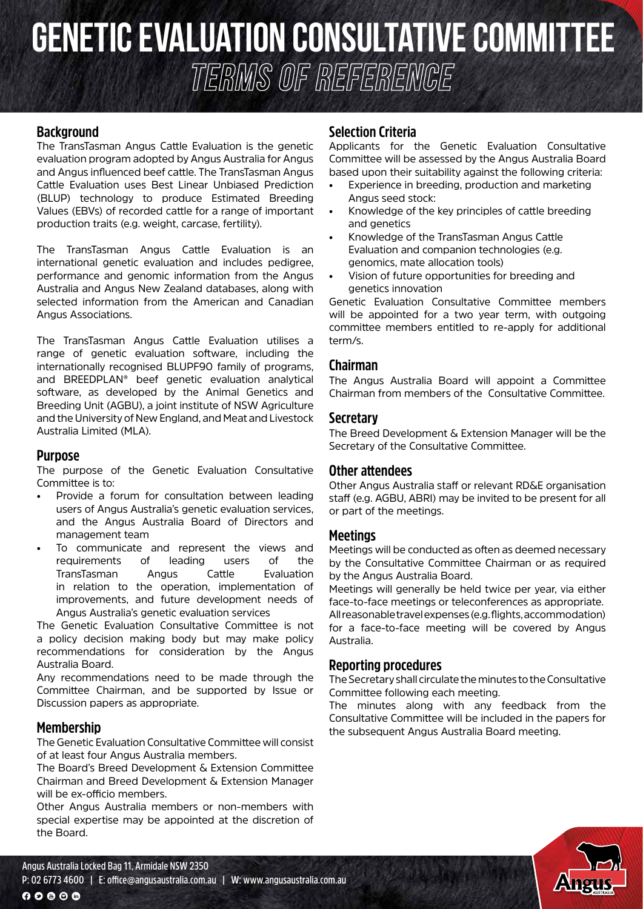# GENETIC EVALUATION CONSULTATIVE COMMITTEE

## *TERMS OF REFERENCE*

### Background

The TransTasman Angus Cattle Evaluation is the genetic evaluation program adopted by Angus Australia for Angus and Angus influenced beef cattle. The TransTasman Angus Cattle Evaluation uses Best Linear Unbiased Prediction (BLUP) technology to produce Estimated Breeding Values (EBVs) of recorded cattle for a range of important production traits (e.g. weight, carcase, fertility).

The TransTasman Angus Cattle Evaluation is an international genetic evaluation and includes pedigree, performance and genomic information from the Angus Australia and Angus New Zealand databases, along with selected information from the American and Canadian Angus Associations.

The TransTasman Angus Cattle Evaluation utilises a range of genetic evaluation software, including the internationally recognised BLUPF90 family of programs, and BREEDPLAN® beef genetic evaluation analytical software, as developed by the Animal Genetics and Breeding Unit (AGBU), a joint institute of NSW Agriculture and the University of New England, and Meat and Livestock Australia Limited (MLA).

### Purpose

The purpose of the Genetic Evaluation Consultative Committee is to:

- Provide a forum for consultation between leading users of Angus Australia's genetic evaluation services, and the Angus Australia Board of Directors and management team
- To communicate and represent the views and requirements of leading users of the TransTasman Angus Cattle Evaluation in relation to the operation, implementation of improvements, and future development needs of Angus Australia's genetic evaluation services

The Genetic Evaluation Consultative Committee is not a policy decision making body but may make policy recommendations for consideration by the Angus Australia Board.

Any recommendations need to be made through the Committee Chairman, and be supported by Issue or Discussion papers as appropriate.

### Membership

The Genetic Evaluation Consultative Committee will consist of at least four Angus Australia members.

The Board's Breed Development & Extension Committee Chairman and Breed Development & Extension Manager will be ex-officio members.

Other Angus Australia members or non-members with special expertise may be appointed at the discretion of the Board.

### Selection Criteria

Applicants for the Genetic Evaluation Consultative Committee will be assessed by the Angus Australia Board based upon their suitability against the following criteria:

- Experience in breeding, production and marketing Angus seed stock:
- Knowledge of the key principles of cattle breeding and genetics
- Knowledge of the TransTasman Angus Cattle Evaluation and companion technologies (e.g. genomics, mate allocation tools)
- Vision of future opportunities for breeding and genetics innovation

Genetic Evaluation Consultative Committee members will be appointed for a two year term, with outgoing committee members entitled to re-apply for additional term/s.

### Chairman

The Angus Australia Board will appoint a Committee Chairman from members of the Consultative Committee.

### Secretary

The Breed Development & Extension Manager will be the Secretary of the Consultative Committee.

### Other attendees

Other Angus Australia staff or relevant RD&E organisation staff (e.g. AGBU, ABRI) may be invited to be present for all or part of the meetings.

### Meetings

Meetings will be conducted as often as deemed necessary by the Consultative Committee Chairman or as required by the Angus Australia Board.

Meetings will generally be held twice per year, via either face-to-face meetings or teleconferences as appropriate. All reasonable travel expenses (e.g. flights, accommodation) for a face-to-face meeting will be covered by Angus Australia.

### Reporting procedures

The Secretary shall circulate the minutes to the Consultative Committee following each meeting.

The minutes along with any feedback from the Consultative Committee will be included in the papers for the subsequent Angus Australia Board meeting.

Angus Australia Locked Bag 11, Armidale NSW 2350
P: 02 6773 4600 | E: office@angusaustralia.com.au | W: www.angusaustralia.com.au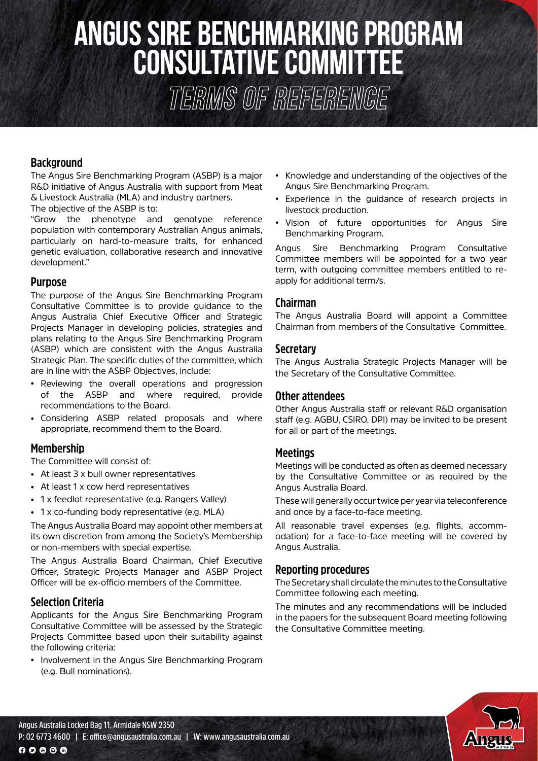# ANGUS SIRE BENCHMARKING PROGRAM CONSULTATIVE COMMITTEE

## TERMS OF REFERENCE

### Background

The Angus Sire Benchmarking Program (ASBP) is a major R&D initiative of Angus Australia with support from Meat & Livestock Australia (MLA) and industry partners.

The objective of the ASBP is to:

"Grow the phenotype and genotype reference population with contemporary Australian Angus animals, particularly on hard-to-measure traits, for enhanced genetic evaluation, collaborative research and innovative development."

### Purpose

The purpose of the Angus Sire Benchmarking Program Consultative Committee is to provide guidance to the Angus Australia Chief Executive Officer and Strategic Projects Manager in developing policies, strategies and plans relating to the Angus Sire Benchmarking Program (ASBP) which are consistent with the Angus Australia Strategic Plan. The specific duties of the committee, which are in line with the ASBP Objectives, include:

- Reviewing the overall operations and progression of the ASBP and where required, provide recommendations to the Board.
- Considering ASBP related proposals and where appropriate, recommend them to the Board.

### Membership

The Committee will consist of:

- At least 3 x bull owner representatives
- At least 1 x cow herd representatives
- 1 x feedlot representative (e.g. Rangers Valley)
- 1 x co-funding body representative (e.g. MLA)

The Angus Australia Board may appoint other members at its own discretion from among the Society's Membership or non-members with special expertise.

The Angus Australia Board Chairman, Chief Executive Officer, Strategic Projects Manager and ASBP Project Officer will be ex-officio members of the Committee.

### Selection Criteria

Applicants for the Angus Sire Benchmarking Program Consultative Committee will be assessed by the Strategic Projects Committee based upon their suitability against the following criteria:

- Involvement in the Angus Sire Benchmarking Program (e.g. Bull nominations).
- Knowledge and understanding of the objectives of the Angus Sire Benchmarking Program.
- Experience in the guidance of research projects in livestock production.
- Vision of future opportunities for Angus Sire Benchmarking Program.

Angus Sire Benchmarking Program Consultative Committee members will be appointed for a two year term, with outgoing committee members entitled to re-apply for additional term/s.

### Chairman

The Angus Australia Board will appoint a Committee Chairman from members of the Consultative Committee.

### Secretary

The Angus Australia Strategic Projects Manager will be the Secretary of the Consultative Committee.

### Other attendees

Other Angus Australia staff or relevant R&D organisation staff (e.g. AGBU, CSIRO, DPI) may be invited to be present for all or part of the meetings.

### Meetings

Meetings will be conducted as often as deemed necessary by the Consultative Committee or as required by the Angus Australia Board.

These will generally occur twice per year via teleconference and once by a face-to-face meeting.

All reasonable travel expenses (e.g. flights, accommodation) for a face-to-face meeting will be covered by Angus Australia.

### Reporting procedures

The Secretary shall circulate the minutes to the Consultative Committee following each meeting.

The minutes and any recommendations will be included in the papers for the subsequent Board meeting following the Consultative Committee meeting.

Angus Australia Locked Bag 11, Armidale NSW 2350
P: 02 6773 4600 | E: office@angusaustralia.com.au | W: www.angusaustralia.com.au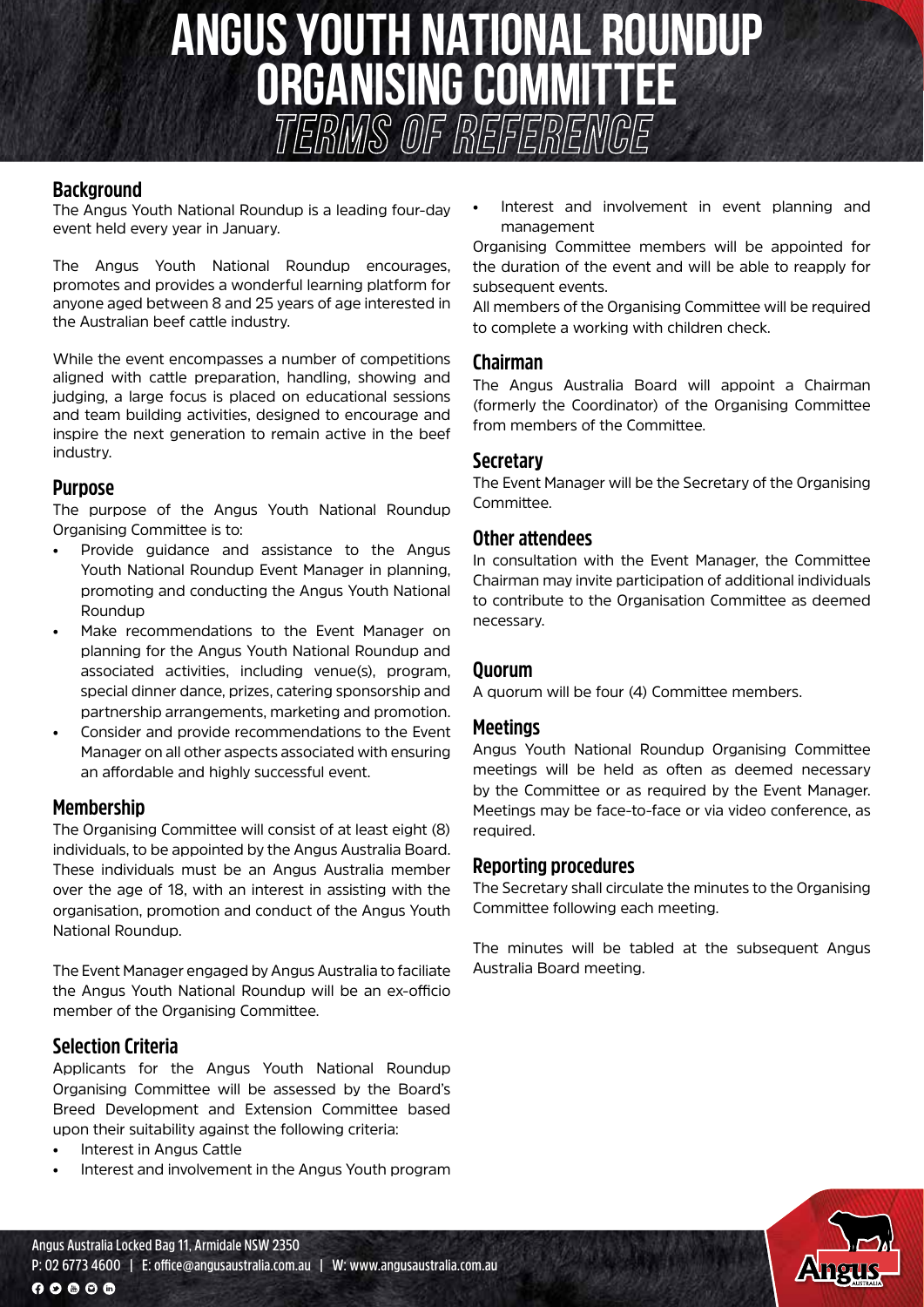# ANGUS YOUTH NATIONAL ROUNDUP ORGANISING COMMITTEE

## *TERMS OF REFERENCE*

### Background

The Angus Youth National Roundup is a leading four-day event held every year in January.

The Angus Youth National Roundup encourages, promotes and provides a wonderful learning platform for anyone aged between 8 and 25 years of age interested in the Australian beef cattle industry.

While the event encompasses a number of competitions aligned with cattle preparation, handling, showing and judging, a large focus is placed on educational sessions and team building activities, designed to encourage and inspire the next generation to remain active in the beef industry.

### Purpose

The purpose of the Angus Youth National Roundup Organising Committee is to:

- Provide guidance and assistance to the Angus Youth National Roundup Event Manager in planning, promoting and conducting the Angus Youth National Roundup
- Make recommendations to the Event Manager on planning for the Angus Youth National Roundup and associated activities, including venue(s), program, special dinner dance, prizes, catering sponsorship and partnership arrangements, marketing and promotion.
- Consider and provide recommendations to the Event Manager on all other aspects associated with ensuring an affordable and highly successful event.

### Membership

The Organising Committee will consist of at least eight (8) individuals, to be appointed by the Angus Australia Board. These individuals must be an Angus Australia member over the age of 18, with an interest in assisting with the organisation, promotion and conduct of the Angus Youth National Roundup.

The Event Manager engaged by Angus Australia to faciliate the Angus Youth National Roundup will be an ex-officio member of the Organising Committee.

### Selection Criteria

Applicants for the Angus Youth National Roundup Organising Committee will be assessed by the Board's Breed Development and Extension Committee based upon their suitability against the following criteria:

- Interest in Angus Cattle
- Interest and involvement in the Angus Youth program
- Interest and involvement in event planning and management

Organising Committee members will be appointed for the duration of the event and will be able to reapply for subsequent events.

All members of the Organising Committee will be required to complete a working with children check.

### Chairman

The Angus Australia Board will appoint a Chairman (formerly the Coordinator) of the Organising Committee from members of the Committee.

### Secretary

The Event Manager will be the Secretary of the Organising Committee.

### Other attendees

In consultation with the Event Manager, the Committee Chairman may invite participation of additional individuals to contribute to the Organisation Committee as deemed necessary.

### Quorum

A quorum will be four (4) Committee members.

### Meetings

Angus Youth National Roundup Organising Committee meetings will be held as often as deemed necessary by the Committee or as required by the Event Manager. Meetings may be face-to-face or via video conference, as required.

### Reporting procedures

The Secretary shall circulate the minutes to the Organising Committee following each meeting.

The minutes will be tabled at the subsequent Angus Australia Board meeting.

Angus Australia Locked Bag 11, Armidale NSW 2350
P: 02 6773 4600 | E: office@angusaustralia.com.au | W: www.angusaustralia.com.au